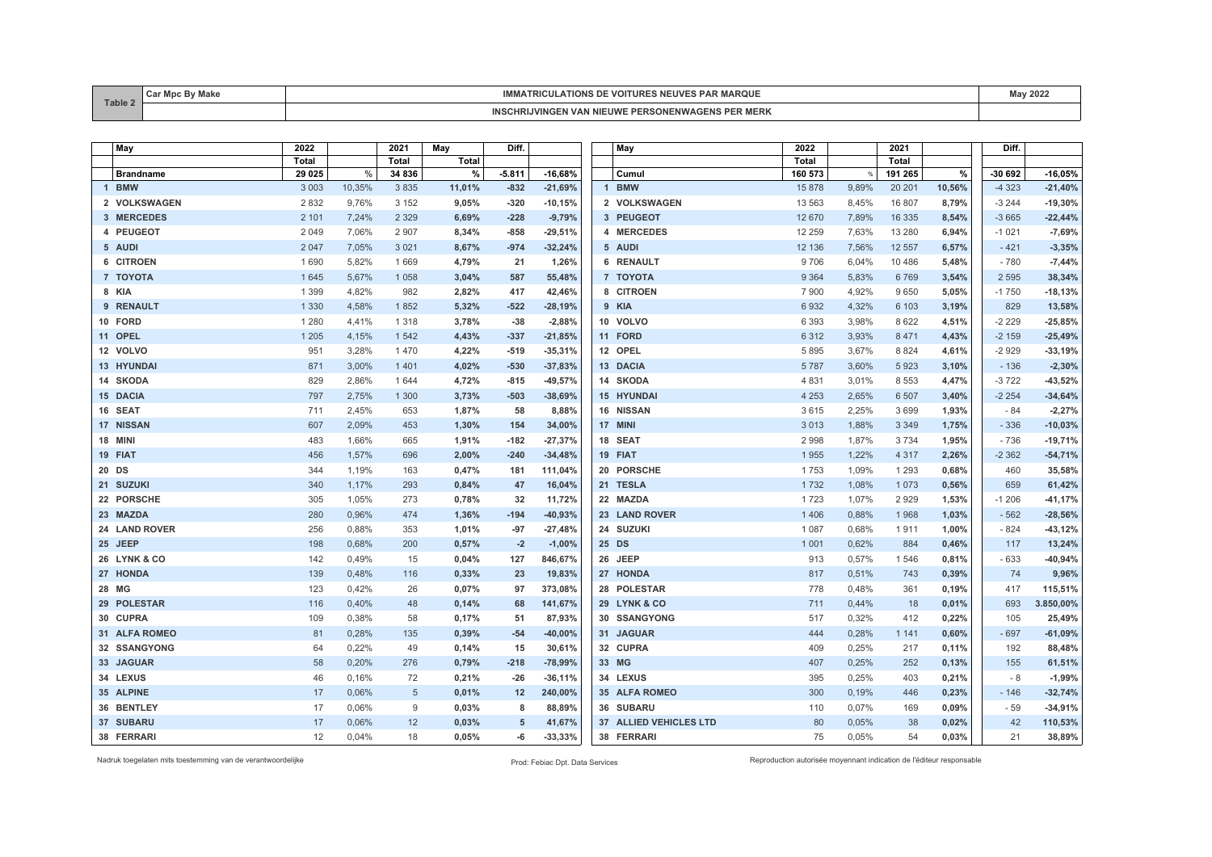| Table 2 | Car Mpc By Make | IMMATRICULATIONS DE VOITURES NEUVES PAR MARQUE | May 2022 |
|---|---|---|---|
| | | INSCHRIJVINGEN VAN NIEUWE PERSONENWAGENS PER MERK | |

| | May | 2022 | | 2021 | May | Diff. | |
|---|---|---|---|---|---|---|---|
| | | Total | | Total | Total | | |
| | Brandname | 29 025 | % | 34 836 | % | -5.811 | -16,68% |
| 1 | BMW | 3 003 | 10,35% | 3 835 | 11,01% | -832 | -21,69% |
| 2 | VOLKSWAGEN | 2 832 | 9,76% | 3 152 | 9,05% | -320 | -10,15% |
| 3 | MERCEDES | 2 101 | 7,24% | 2 329 | 6,69% | -228 | -9,79% |
| 4 | PEUGEOT | 2 049 | 7,06% | 2 907 | 8,34% | -858 | -29,51% |
| 5 | AUDI | 2 047 | 7,05% | 3 021 | 8,67% | -974 | -32,24% |
| 6 | CITROEN | 1 690 | 5,82% | 1 669 | 4,79% | 21 | 1,26% |
| 7 | TOYOTA | 1 645 | 5,67% | 1 058 | 3,04% | 587 | 55,48% |
| 8 | KIA | 1 399 | 4,82% | 982 | 2,82% | 417 | 42,46% |
| 9 | RENAULT | 1 330 | 4,58% | 1 852 | 5,32% | -522 | -28,19% |
| 10 | FORD | 1 280 | 4,41% | 1 318 | 3,78% | -38 | -2,88% |
| 11 | OPEL | 1 205 | 4,15% | 1 542 | 4,43% | -337 | -21,85% |
| 12 | VOLVO | 951 | 3,28% | 1 470 | 4,22% | -519 | -35,31% |
| 13 | HYUNDAI | 871 | 3,00% | 1 401 | 4,02% | -530 | -37,83% |
| 14 | SKODA | 829 | 2,86% | 1 644 | 4,72% | -815 | -49,57% |
| 15 | DACIA | 797 | 2,75% | 1 300 | 3,73% | -503 | -38,69% |
| 16 | SEAT | 711 | 2,45% | 653 | 1,87% | 58 | 8,88% |
| 17 | NISSAN | 607 | 2,09% | 453 | 1,30% | 154 | 34,00% |
| 18 | MINI | 483 | 1,66% | 665 | 1,91% | -182 | -27,37% |
| 19 | FIAT | 456 | 1,57% | 696 | 2,00% | -240 | -34,48% |
| 20 | DS | 344 | 1,19% | 163 | 0,47% | 181 | 111,04% |
| 21 | SUZUKI | 340 | 1,17% | 293 | 0,84% | 47 | 16,04% |
| 22 | PORSCHE | 305 | 1,05% | 273 | 0,78% | 32 | 11,72% |
| 23 | MAZDA | 280 | 0,96% | 474 | 1,36% | -194 | -40,93% |
| 24 | LAND ROVER | 256 | 0,88% | 353 | 1,01% | -97 | -27,48% |
| 25 | JEEP | 198 | 0,68% | 200 | 0,57% | -2 | -1,00% |
| 26 | LYNK & CO | 142 | 0,49% | 15 | 0,04% | 127 | 846,67% |
| 27 | HONDA | 139 | 0,48% | 116 | 0,33% | 23 | 19,83% |
| 28 | MG | 123 | 0,42% | 26 | 0,07% | 97 | 373,08% |
| 29 | POLESTAR | 116 | 0,40% | 48 | 0,14% | 68 | 141,67% |
| 30 | CUPRA | 109 | 0,38% | 58 | 0,17% | 51 | 87,93% |
| 31 | ALFA ROMEO | 81 | 0,28% | 135 | 0,39% | -54 | -40,00% |
| 32 | SSANGYONG | 64 | 0,22% | 49 | 0,14% | 15 | 30,61% |
| 33 | JAGUAR | 58 | 0,20% | 276 | 0,79% | -218 | -78,99% |
| 34 | LEXUS | 46 | 0,16% | 72 | 0,21% | -26 | -36,11% |
| 35 | ALPINE | 17 | 0,06% | 5 | 0,01% | 12 | 240,00% |
| 36 | BENTLEY | 17 | 0,06% | 9 | 0,03% | 8 | 88,89% |
| 37 | SUBARU | 17 | 0,06% | 12 | 0,03% | 5 | 41,67% |
| 38 | FERRARI | 12 | 0,04% | 18 | 0,05% | -6 | -33,33% |

| | May | 2022 | | 2021 | | Diff. | |
|---|---|---|---|---|---|---|---|
| | | Total | | Total | | | |
| | Cumul | 160 573 | % | 191 265 | % | -30 692 | -16,05% |
| 1 | BMW | 15 878 | 9,89% | 20 201 | 10,56% | -4 323 | -21,40% |
| 2 | VOLKSWAGEN | 13 563 | 8,45% | 16 807 | 8,79% | -3 244 | -19,30% |
| 3 | PEUGEOT | 12 670 | 7,89% | 16 335 | 8,54% | -3 665 | -22,44% |
| 4 | MERCEDES | 12 259 | 7,63% | 13 280 | 6,94% | -1 021 | -7,69% |
| 5 | AUDI | 12 136 | 7,56% | 12 557 | 6,57% | - 421 | -3,35% |
| 6 | RENAULT | 9 706 | 6,04% | 10 486 | 5,48% | - 780 | -7,44% |
| 7 | TOYOTA | 9 364 | 5,83% | 6 769 | 3,54% | 2 595 | 38,34% |
| 8 | CITROEN | 7 900 | 4,92% | 9 650 | 5,05% | -1 750 | -18,13% |
| 9 | KIA | 6 932 | 4,32% | 6 103 | 3,19% | 829 | 13,58% |
| 10 | VOLVO | 6 393 | 3,98% | 8 622 | 4,51% | -2 229 | -25,85% |
| 11 | FORD | 6 312 | 3,93% | 8 471 | 4,43% | -2 159 | -25,49% |
| 12 | OPEL | 5 895 | 3,67% | 8 824 | 4,61% | -2 929 | -33,19% |
| 13 | DACIA | 5 787 | 3,60% | 5 923 | 3,10% | - 136 | -2,30% |
| 14 | SKODA | 4 831 | 3,01% | 8 553 | 4,47% | -3 722 | -43,52% |
| 15 | HYUNDAI | 4 253 | 2,65% | 6 507 | 3,40% | -2 254 | -34,64% |
| 16 | NISSAN | 3 615 | 2,25% | 3 699 | 1,93% | - 84 | -2,27% |
| 17 | MINI | 3 013 | 1,88% | 3 349 | 1,75% | - 336 | -10,03% |
| 18 | SEAT | 2 998 | 1,87% | 3 734 | 1,95% | - 736 | -19,71% |
| 19 | FIAT | 1 955 | 1,22% | 4 317 | 2,26% | -2 362 | -54,71% |
| 20 | PORSCHE | 1 753 | 1,09% | 1 293 | 0,68% | 460 | 35,58% |
| 21 | TESLA | 1 732 | 1,08% | 1 073 | 0,56% | 659 | 61,42% |
| 22 | MAZDA | 1 723 | 1,07% | 2 929 | 1,53% | -1 206 | -41,17% |
| 23 | LAND ROVER | 1 406 | 0,88% | 1 968 | 1,03% | - 562 | -28,56% |
| 24 | SUZUKI | 1 087 | 0,68% | 1 911 | 1,00% | - 824 | -43,12% |
| 25 | DS | 1 001 | 0,62% | 884 | 0,46% | 117 | 13,24% |
| 26 | JEEP | 913 | 0,57% | 1 546 | 0,81% | - 633 | -40,94% |
| 27 | HONDA | 817 | 0,51% | 743 | 0,39% | 74 | 9,96% |
| 28 | POLESTAR | 778 | 0,48% | 361 | 0,19% | 417 | 115,51% |
| 29 | LYNK & CO | 711 | 0,44% | 18 | 0,01% | 693 | 3.850,00% |
| 30 | SSANGYONG | 517 | 0,32% | 412 | 0,22% | 105 | 25,49% |
| 31 | JAGUAR | 444 | 0,28% | 1 141 | 0,60% | - 697 | -61,09% |
| 32 | CUPRA | 409 | 0,25% | 217 | 0,11% | 192 | 88,48% |
| 33 | MG | 407 | 0,25% | 252 | 0,13% | 155 | 61,51% |
| 34 | LEXUS | 395 | 0,25% | 403 | 0,21% | - 8 | -1,99% |
| 35 | ALFA ROMEO | 300 | 0,19% | 446 | 0,23% | - 146 | -32,74% |
| 36 | SUBARU | 110 | 0,07% | 169 | 0,09% | - 59 | -34,91% |
| 37 | ALLIED VEHICLES LTD | 80 | 0,05% | 38 | 0,02% | 42 | 110,53% |
| 38 | FERRARI | 75 | 0,05% | 54 | 0,03% | 21 | 38,89% |

Nadruk toegelaten mits toestemming van de verantwoordelijke — Prod: Febiac Dpt. Data Services — Reproduction autorisée moyennant indication de l'éditeur responsable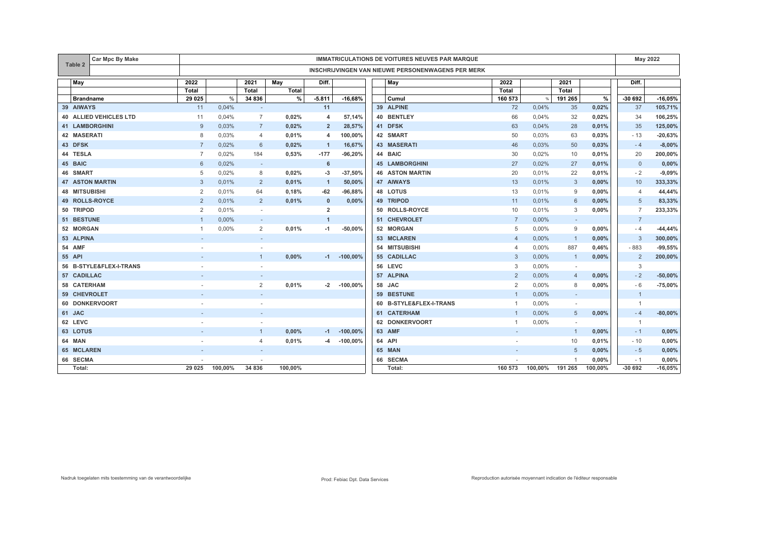| Table 2 | Car Mpc By Make | IMMATRICULATIONS DE VOITURES NEUVES PAR MARQUE / INSCHRIJVINGEN VAN NIEUWE PERSONENWAGENS PER MERK | May 2022 |
|---|---|---|---|

| | May | 2022 | | 2021 | May | Diff. | |
|---|---|---|---|---|---|---|---|
| | | Total | | Total | Total | | |
| | Brandname | 29 025 | % | 34 836 | % | -5.811 | -16,68% |
| 39 | AIWAYS | 11 | 0,04% | - | | 11 | |
| 40 | ALLIED VEHICLES LTD | 11 | 0,04% | 7 | 0,02% | 4 | 57,14% |
| 41 | LAMBORGHINI | 9 | 0,03% | 7 | 0,02% | 2 | 28,57% |
| 42 | MASERATI | 8 | 0,03% | 4 | 0,01% | 4 | 100,00% |
| 43 | DFSK | 7 | 0,02% | 6 | 0,02% | 1 | 16,67% |
| 44 | TESLA | 7 | 0,02% | 184 | 0,53% | -177 | -96,20% |
| 45 | BAIC | 6 | 0,02% | - | | 6 | |
| 46 | SMART | 5 | 0,02% | 8 | 0,02% | -3 | -37,50% |
| 47 | ASTON MARTIN | 3 | 0,01% | 2 | 0,01% | 1 | 50,00% |
| 48 | MITSUBISHI | 2 | 0,01% | 64 | 0,18% | -62 | -96,88% |
| 49 | ROLLS-ROYCE | 2 | 0,01% | 2 | 0,01% | 0 | 0,00% |
| 50 | TRIPOD | 2 | 0,01% | - | | 2 | |
| 51 | BESTUNE | 1 | 0,00% | - | | 1 | |
| 52 | MORGAN | 1 | 0,00% | 2 | 0,01% | -1 | -50,00% |
| 53 | ALPINA | - | | - | | | |
| 54 | AMF | - | | - | | | |
| 55 | API | - | | 1 | 0,00% | -1 | -100,00% |
| 56 | B-STYLE&FLEX-I-TRANS | - | | - | | | |
| 57 | CADILLAC | - | | - | | | |
| 58 | CATERHAM | - | | 2 | 0,01% | -2 | -100,00% |
| 59 | CHEVROLET | - | | - | | | |
| 60 | DONKERVOORT | - | | - | | | |
| 61 | JAC | - | | - | | | |
| 62 | LEVC | - | | - | | | |
| 63 | LOTUS | - | | 1 | 0,00% | -1 | -100,00% |
| 64 | MAN | - | | 4 | 0,01% | -4 | -100,00% |
| 65 | MCLAREN | - | | - | | | |
| 66 | SECMA | - | | - | | | |
| | Total: | 29 025 | 100,00% | 34 836 | 100,00% | | |

| | May | 2022 | | 2021 | | Diff. | |
|---|---|---|---|---|---|---|---|
| | | Total | | Total | | | |
| | Cumul | 160 573 | % | 191 265 | % | -30 692 | -16,05% |
| 39 | ALPINE | 72 | 0,04% | 35 | 0,02% | 37 | 105,71% |
| 40 | BENTLEY | 66 | 0,04% | 32 | 0,02% | 34 | 106,25% |
| 41 | DFSK | 63 | 0,04% | 28 | 0,01% | 35 | 125,00% |
| 42 | SMART | 50 | 0,03% | 63 | 0,03% | - 13 | -20,63% |
| 43 | MASERATI | 46 | 0,03% | 50 | 0,03% | - 4 | -8,00% |
| 44 | BAIC | 30 | 0,02% | 10 | 0,01% | 20 | 200,00% |
| 45 | LAMBORGHINI | 27 | 0,02% | 27 | 0,01% | 0 | 0,00% |
| 46 | ASTON MARTIN | 20 | 0,01% | 22 | 0,01% | - 2 | -9,09% |
| 47 | AIWAYS | 13 | 0,01% | 3 | 0,00% | 10 | 333,33% |
| 48 | LOTUS | 13 | 0,01% | 9 | 0,00% | 4 | 44,44% |
| 49 | TRIPOD | 11 | 0,01% | 6 | 0,00% | 5 | 83,33% |
| 50 | ROLLS-ROYCE | 10 | 0,01% | 3 | 0,00% | 7 | 233,33% |
| 51 | CHEVROLET | 7 | 0,00% | - | | 7 | |
| 52 | MORGAN | 5 | 0,00% | 9 | 0,00% | - 4 | -44,44% |
| 53 | MCLAREN | 4 | 0,00% | 1 | 0,00% | 3 | 300,00% |
| 54 | MITSUBISHI | 4 | 0,00% | 887 | 0,46% | - 883 | -99,55% |
| 55 | CADILLAC | 3 | 0,00% | 1 | 0,00% | 2 | 200,00% |
| 56 | LEVC | 3 | 0,00% | - | | 3 | |
| 57 | ALPINA | 2 | 0,00% | 4 | 0,00% | - 2 | -50,00% |
| 58 | JAC | 2 | 0,00% | 8 | 0,00% | - 6 | -75,00% |
| 59 | BESTUNE | 1 | 0,00% | - | | 1 | |
| 60 | B-STYLE&FLEX-I-TRANS | 1 | 0,00% | - | | 1 | |
| 61 | CATERHAM | 1 | 0,00% | 5 | 0,00% | - 4 | -80,00% |
| 62 | DONKERVOORT | 1 | 0,00% | - | | 1 | |
| 63 | AMF | - | | 1 | 0,00% | - 1 | 0,00% |
| 64 | API | - | | 10 | 0,01% | - 10 | 0,00% |
| 65 | MAN | - | | 5 | 0,00% | - 5 | 0,00% |
| 66 | SECMA | - | | 1 | 0,00% | - 1 | 0,00% |
| | Total: | 160 573 | 100,00% | 191 265 | 100,00% | -30 692 | -16,05% |

Nadruk toegelaten mits toestemming van de verantwoordelijke

Prod: Febiac Dpt. Data Services

Reproduction autorisée moyennant indication de l'éditeur responsable